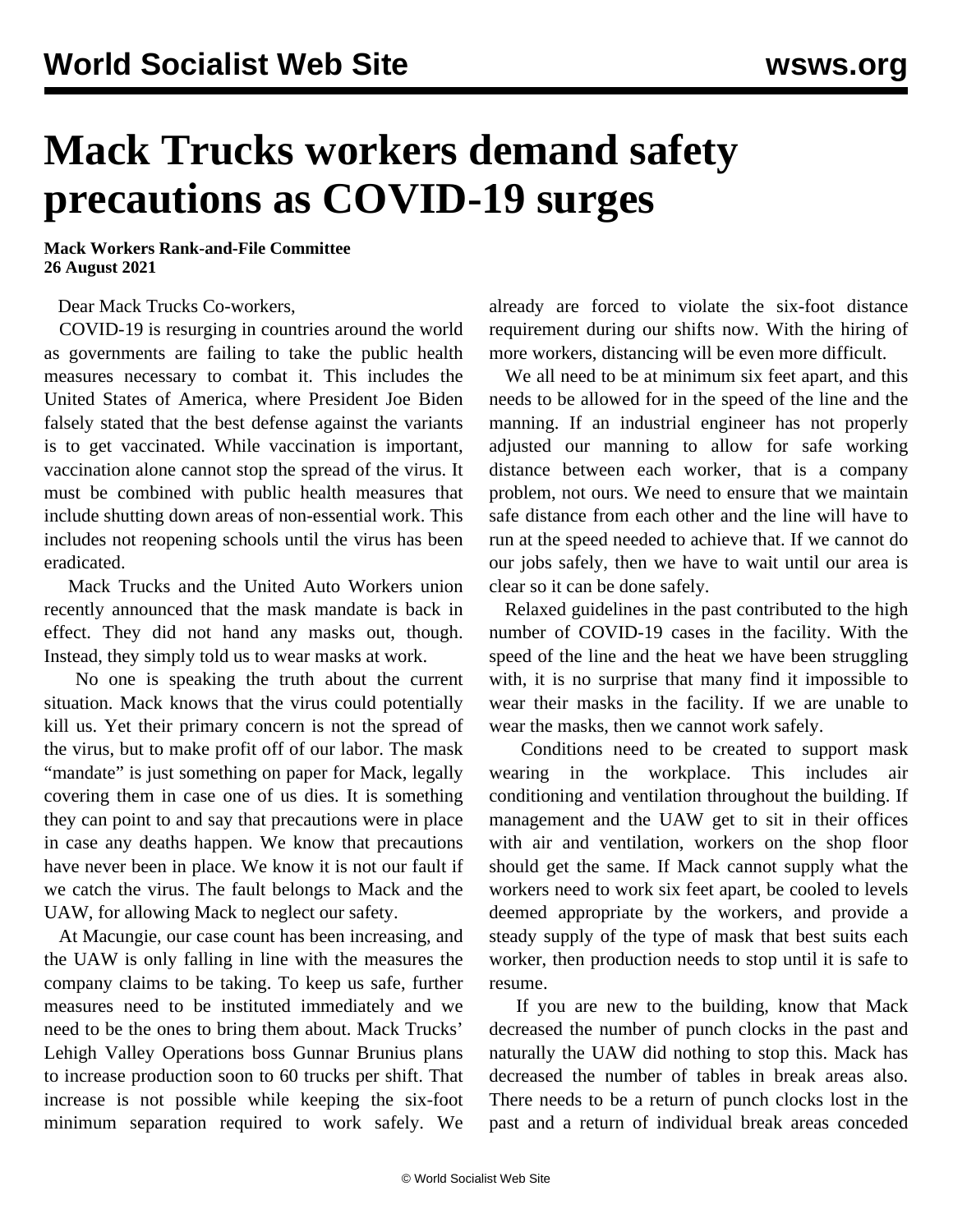# Mack Trucks workers demand safety precautions as COVID-19 surges

**Mack Workers Rank-and-File Committee**
**26 August 2021**

Dear Mack Trucks Co-workers,

COVID-19 is resurging in countries around the world as governments are failing to take the public health measures necessary to combat it. This includes the United States of America, where President Joe Biden falsely stated that the best defense against the variants is to get vaccinated. While vaccination is important, vaccination alone cannot stop the spread of the virus. It must be combined with public health measures that include shutting down areas of non-essential work. This includes not reopening schools until the virus has been eradicated.

Mack Trucks and the United Auto Workers union recently announced that the mask mandate is back in effect. They did not hand any masks out, though. Instead, they simply told us to wear masks at work.

No one is speaking the truth about the current situation. Mack knows that the virus could potentially kill us. Yet their primary concern is not the spread of the virus, but to make profit off of our labor. The mask "mandate" is just something on paper for Mack, legally covering them in case one of us dies. It is something they can point to and say that precautions were in place in case any deaths happen. We know that precautions have never been in place. We know it is not our fault if we catch the virus. The fault belongs to Mack and the UAW, for allowing Mack to neglect our safety.

At Macungie, our case count has been increasing, and the UAW is only falling in line with the measures the company claims to be taking. To keep us safe, further measures need to be instituted immediately and we need to be the ones to bring them about. Mack Trucks' Lehigh Valley Operations boss Gunnar Brunius plans to increase production soon to 60 trucks per shift. That increase is not possible while keeping the six-foot minimum separation required to work safely. We already are forced to violate the six-foot distance requirement during our shifts now. With the hiring of more workers, distancing will be even more difficult.

We all need to be at minimum six feet apart, and this needs to be allowed for in the speed of the line and the manning. If an industrial engineer has not properly adjusted our manning to allow for safe working distance between each worker, that is a company problem, not ours. We need to ensure that we maintain safe distance from each other and the line will have to run at the speed needed to achieve that. If we cannot do our jobs safely, then we have to wait until our area is clear so it can be done safely.

Relaxed guidelines in the past contributed to the high number of COVID-19 cases in the facility. With the speed of the line and the heat we have been struggling with, it is no surprise that many find it impossible to wear their masks in the facility. If we are unable to wear the masks, then we cannot work safely.

Conditions need to be created to support mask wearing in the workplace. This includes air conditioning and ventilation throughout the building. If management and the UAW get to sit in their offices with air and ventilation, workers on the shop floor should get the same. If Mack cannot supply what the workers need to work six feet apart, be cooled to levels deemed appropriate by the workers, and provide a steady supply of the type of mask that best suits each worker, then production needs to stop until it is safe to resume.

If you are new to the building, know that Mack decreased the number of punch clocks in the past and naturally the UAW did nothing to stop this. Mack has decreased the number of tables in break areas also. There needs to be a return of punch clocks lost in the past and a return of individual break areas conceded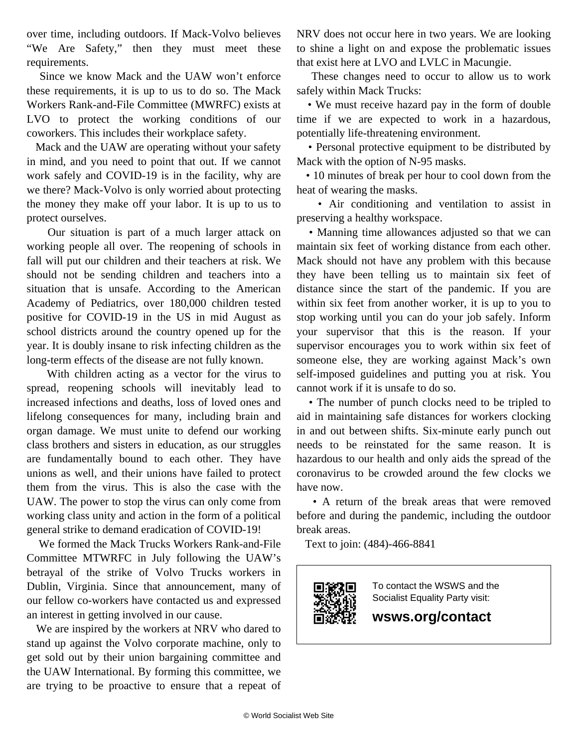over time, including outdoors. If Mack-Volvo believes "We Are Safety," then they must meet these requirements.

Since we know Mack and the UAW won't enforce these requirements, it is up to us to do so. The Mack Workers Rank-and-File Committee (MWRFC) exists at LVO to protect the working conditions of our coworkers. This includes their workplace safety.

Mack and the UAW are operating without your safety in mind, and you need to point that out. If we cannot work safely and COVID-19 is in the facility, why are we there? Mack-Volvo is only worried about protecting the money they make off your labor. It is up to us to protect ourselves.

Our situation is part of a much larger attack on working people all over. The reopening of schools in fall will put our children and their teachers at risk. We should not be sending children and teachers into a situation that is unsafe. According to the American Academy of Pediatrics, over 180,000 children tested positive for COVID-19 in the US in mid August as school districts around the country opened up for the year. It is doubly insane to risk infecting children as the long-term effects of the disease are not fully known.

With children acting as a vector for the virus to spread, reopening schools will inevitably lead to increased infections and deaths, loss of loved ones and lifelong consequences for many, including brain and organ damage. We must unite to defend our working class brothers and sisters in education, as our struggles are fundamentally bound to each other. They have unions as well, and their unions have failed to protect them from the virus. This is also the case with the UAW. The power to stop the virus can only come from working class unity and action in the form of a political general strike to demand eradication of COVID-19!

We formed the Mack Trucks Workers Rank-and-File Committee MTWRFC in July following the UAW's betrayal of the strike of Volvo Trucks workers in Dublin, Virginia. Since that announcement, many of our fellow co-workers have contacted us and expressed an interest in getting involved in our cause.

We are inspired by the workers at NRV who dared to stand up against the Volvo corporate machine, only to get sold out by their union bargaining committee and the UAW International. By forming this committee, we are trying to be proactive to ensure that a repeat of NRV does not occur here in two years. We are looking to shine a light on and expose the problematic issues that exist here at LVO and LVLC in Macungie.

These changes need to occur to allow us to work safely within Mack Trucks:

- We must receive hazard pay in the form of double time if we are expected to work in a hazardous, potentially life-threatening environment.
- Personal protective equipment to be distributed by Mack with the option of N-95 masks.
- 10 minutes of break per hour to cool down from the heat of wearing the masks.
- Air conditioning and ventilation to assist in preserving a healthy workspace.
- Manning time allowances adjusted so that we can maintain six feet of working distance from each other. Mack should not have any problem with this because they have been telling us to maintain six feet of distance since the start of the pandemic. If you are within six feet from another worker, it is up to you to stop working until you can do your job safely. Inform your supervisor that this is the reason. If your supervisor encourages you to work within six feet of someone else, they are working against Mack's own self-imposed guidelines and putting you at risk. You cannot work if it is unsafe to do so.
- The number of punch clocks need to be tripled to aid in maintaining safe distances for workers clocking in and out between shifts. Six-minute early punch out needs to be reinstated for the same reason. It is hazardous to our health and only aids the spread of the coronavirus to be crowded around the few clocks we have now.
- A return of the break areas that were removed before and during the pandemic, including the outdoor break areas.

Text to join: (484)-466-8841

To contact the WSWS and the Socialist Equality Party visit:

**wsws.org/contact**